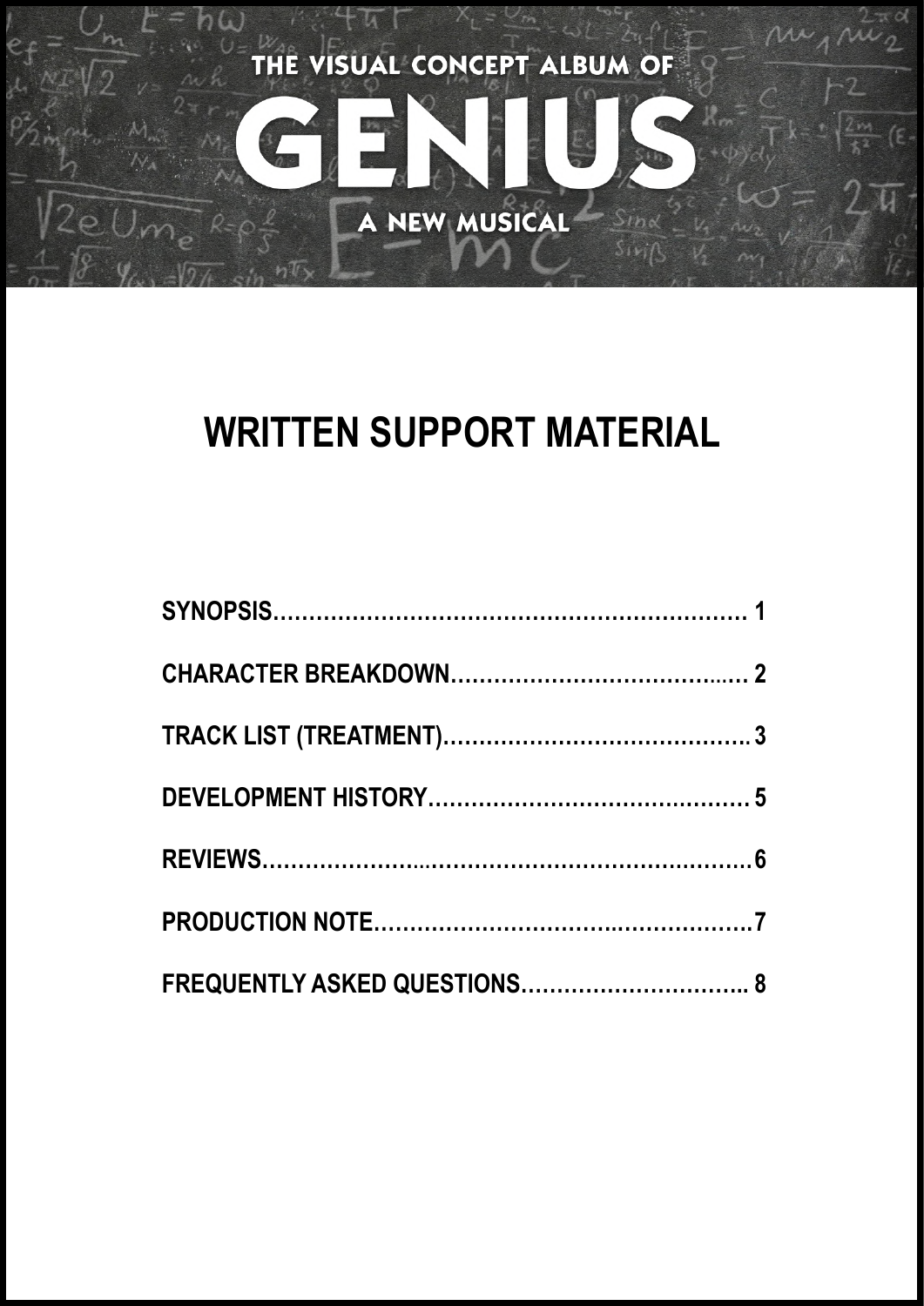THE VISUAL CONCEPT ALBUM OF

# GENIUS

A NEW MUSICAL

## WRITTEN SUPPORT MATERIAL

| | |
|---|---|
| **SYNOPSIS** | **1** |
| **CHARACTER BREAKDOWN** | **2** |
| **TRACK LIST (TREATMENT)** | **3** |
| **DEVELOPMENT HISTORY** | **5** |
| **REVIEWS** | **6** |
| **PRODUCTION NOTE** | **7** |
| **FREQUENTLY ASKED QUESTIONS** | **8** |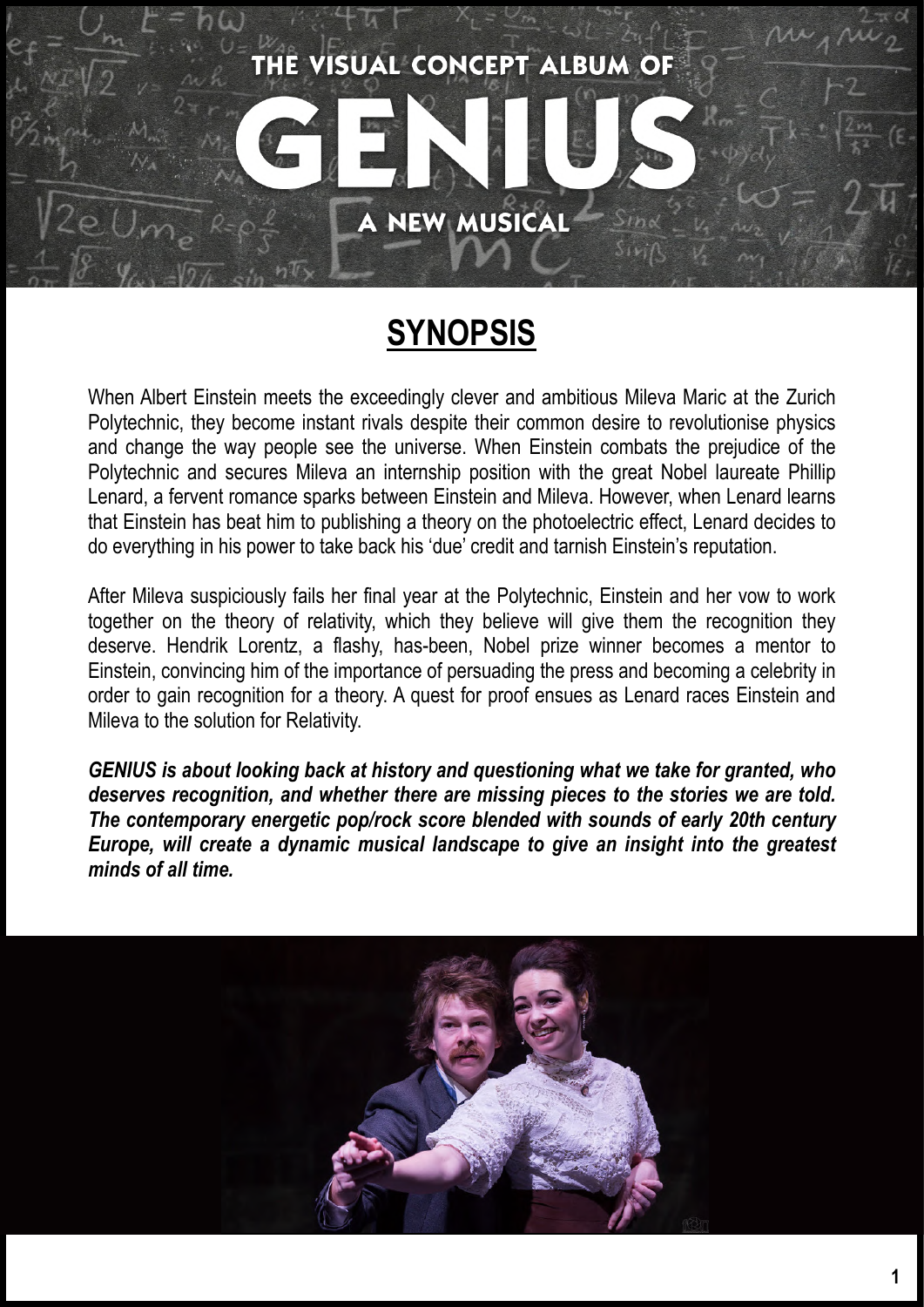THE VISUAL CONCEPT ALBUM OF

# GENIUS

A NEW MUSICAL

## SYNOPSIS

When Albert Einstein meets the exceedingly clever and ambitious Mileva Maric at the Zurich Polytechnic, they become instant rivals despite their common desire to revolutionise physics and change the way people see the universe. When Einstein combats the prejudice of the Polytechnic and secures Mileva an internship position with the great Nobel laureate Phillip Lenard, a fervent romance sparks between Einstein and Mileva. However, when Lenard learns that Einstein has beat him to publishing a theory on the photoelectric effect, Lenard decides to do everything in his power to take back his 'due' credit and tarnish Einstein's reputation.

After Mileva suspiciously fails her final year at the Polytechnic, Einstein and her vow to work together on the theory of relativity, which they believe will give them the recognition they deserve. Hendrik Lorentz, a flashy, has-been, Nobel prize winner becomes a mentor to Einstein, convincing him of the importance of persuading the press and becoming a celebrity in order to gain recognition for a theory. A quest for proof ensues as Lenard races Einstein and Mileva to the solution for Relativity.

***GENIUS is about looking back at history and questioning what we take for granted, who deserves recognition, and whether there are missing pieces to the stories we are told. The contemporary energetic pop/rock score blended with sounds of early 20th century Europe, will create a dynamic musical landscape to give an insight into the greatest minds of all time.***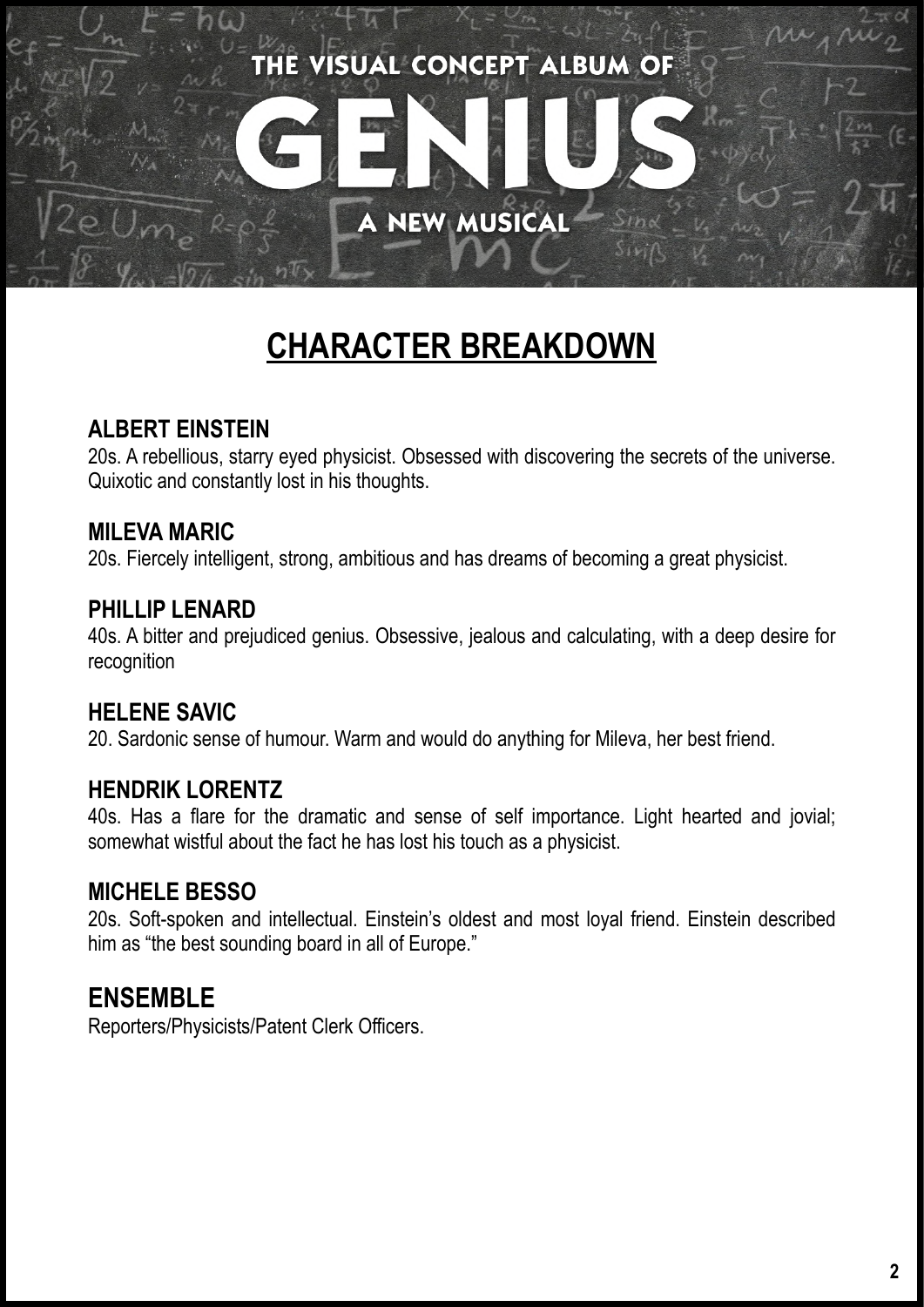THE VISUAL CONCEPT ALBUM OF

# GENIUS

A NEW MUSICAL

## CHARACTER BREAKDOWN

### ALBERT EINSTEIN
20s. A rebellious, starry eyed physicist. Obsessed with discovering the secrets of the universe. Quixotic and constantly lost in his thoughts.

### MILEVA MARIC
20s. Fiercely intelligent, strong, ambitious and has dreams of becoming a great physicist.

### PHILLIP LENARD
40s. A bitter and prejudiced genius. Obsessive, jealous and calculating, with a deep desire for recognition

### HELENE SAVIC
20. Sardonic sense of humour. Warm and would do anything for Mileva, her best friend.

### HENDRIK LORENTZ
40s. Has a flare for the dramatic and sense of self importance. Light hearted and jovial; somewhat wistful about the fact he has lost his touch as a physicist.

### MICHELE BESSO
20s. Soft-spoken and intellectual. Einstein's oldest and most loyal friend. Einstein described him as "the best sounding board in all of Europe."

### ENSEMBLE
Reporters/Physicists/Patent Clerk Officers.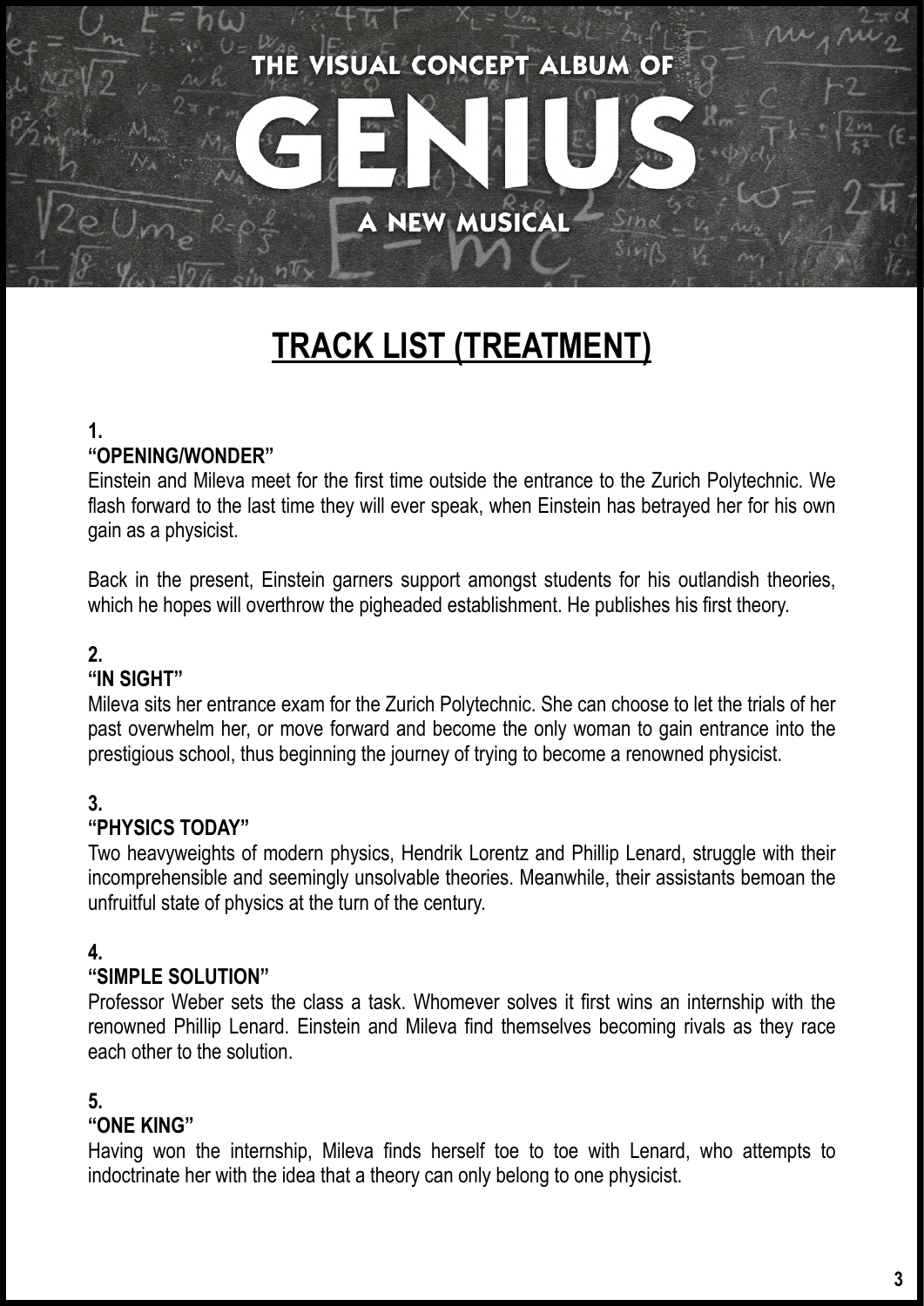THE VISUAL CONCEPT ALBUM OF

# GENIUS

A NEW MUSICAL

## TRACK LIST (TREATMENT)

**1.**
**"OPENING/WONDER"**

Einstein and Mileva meet for the first time outside the entrance to the Zurich Polytechnic. We flash forward to the last time they will ever speak, when Einstein has betrayed her for his own gain as a physicist.

Back in the present, Einstein garners support amongst students for his outlandish theories, which he hopes will overthrow the pigheaded establishment. He publishes his first theory.

**2.**
**"IN SIGHT"**

Mileva sits her entrance exam for the Zurich Polytechnic. She can choose to let the trials of her past overwhelm her, or move forward and become the only woman to gain entrance into the prestigious school, thus beginning the journey of trying to become a renowned physicist.

**3.**
**"PHYSICS TODAY"**

Two heavyweights of modern physics, Hendrik Lorentz and Phillip Lenard, struggle with their incomprehensible and seemingly unsolvable theories. Meanwhile, their assistants bemoan the unfruitful state of physics at the turn of the century.

**4.**
**"SIMPLE SOLUTION"**

Professor Weber sets the class a task. Whomever solves it first wins an internship with the renowned Phillip Lenard. Einstein and Mileva find themselves becoming rivals as they race each other to the solution.

**5.**
**"ONE KING"**

Having won the internship, Mileva finds herself toe to toe with Lenard, who attempts to indoctrinate her with the idea that a theory can only belong to one physicist.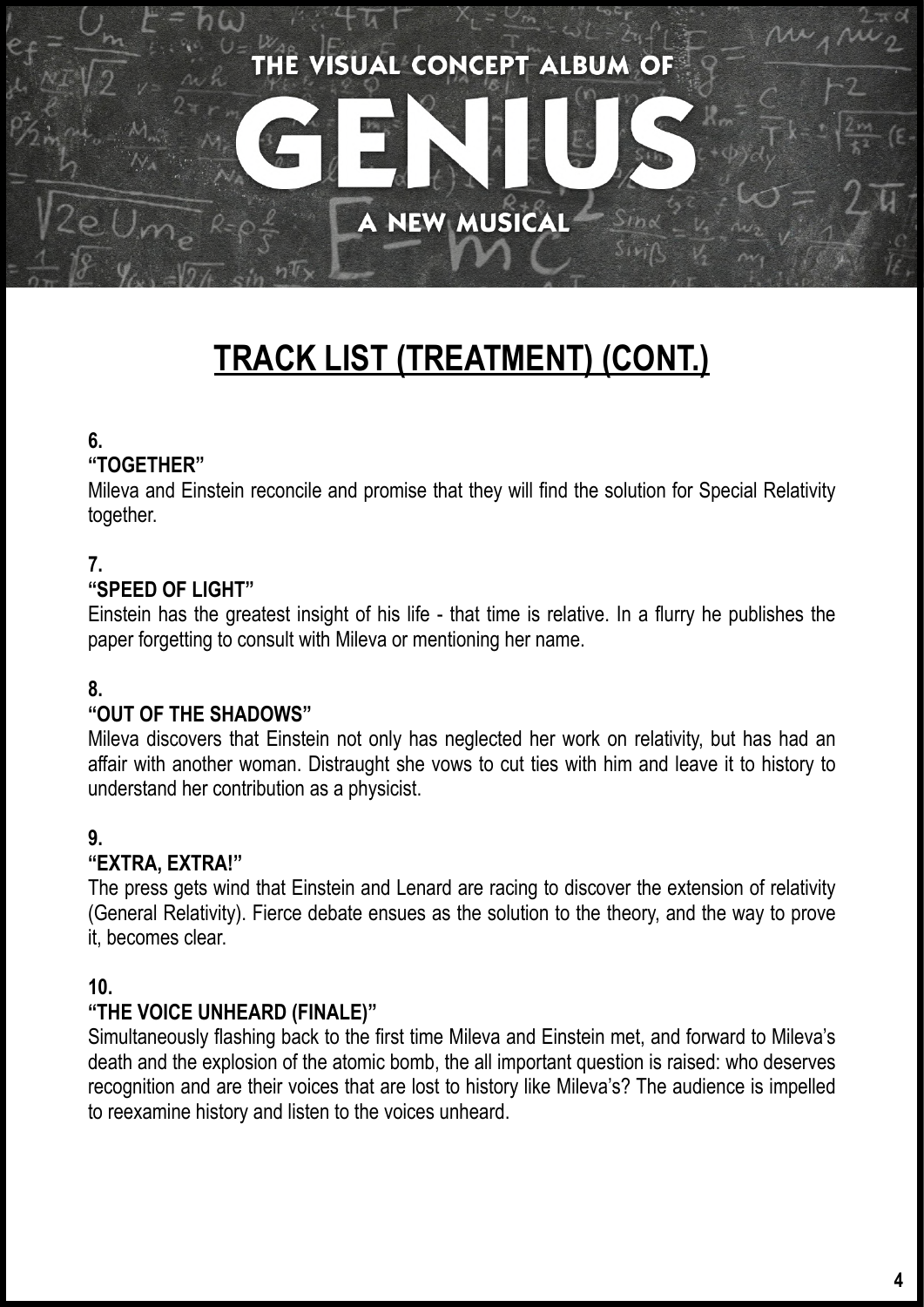THE VISUAL CONCEPT ALBUM OF

# GENIUS

A NEW MUSICAL

## TRACK LIST (TREATMENT) (CONT.)

**6.**
**"TOGETHER"**
Mileva and Einstein reconcile and promise that they will find the solution for Special Relativity together.

**7.**
**"SPEED OF LIGHT"**
Einstein has the greatest insight of his life - that time is relative. In a flurry he publishes the paper forgetting to consult with Mileva or mentioning her name.

**8.**
**"OUT OF THE SHADOWS"**
Mileva discovers that Einstein not only has neglected her work on relativity, but has had an affair with another woman. Distraught she vows to cut ties with him and leave it to history to understand her contribution as a physicist.

**9.**
**"EXTRA, EXTRA!"**
The press gets wind that Einstein and Lenard are racing to discover the extension of relativity (General Relativity). Fierce debate ensues as the solution to the theory, and the way to prove it, becomes clear.

**10.**
**"THE VOICE UNHEARD (FINALE)"**
Simultaneously flashing back to the first time Mileva and Einstein met, and forward to Mileva's death and the explosion of the atomic bomb, the all important question is raised: who deserves recognition and are their voices that are lost to history like Mileva's? The audience is impelled to reexamine history and listen to the voices unheard.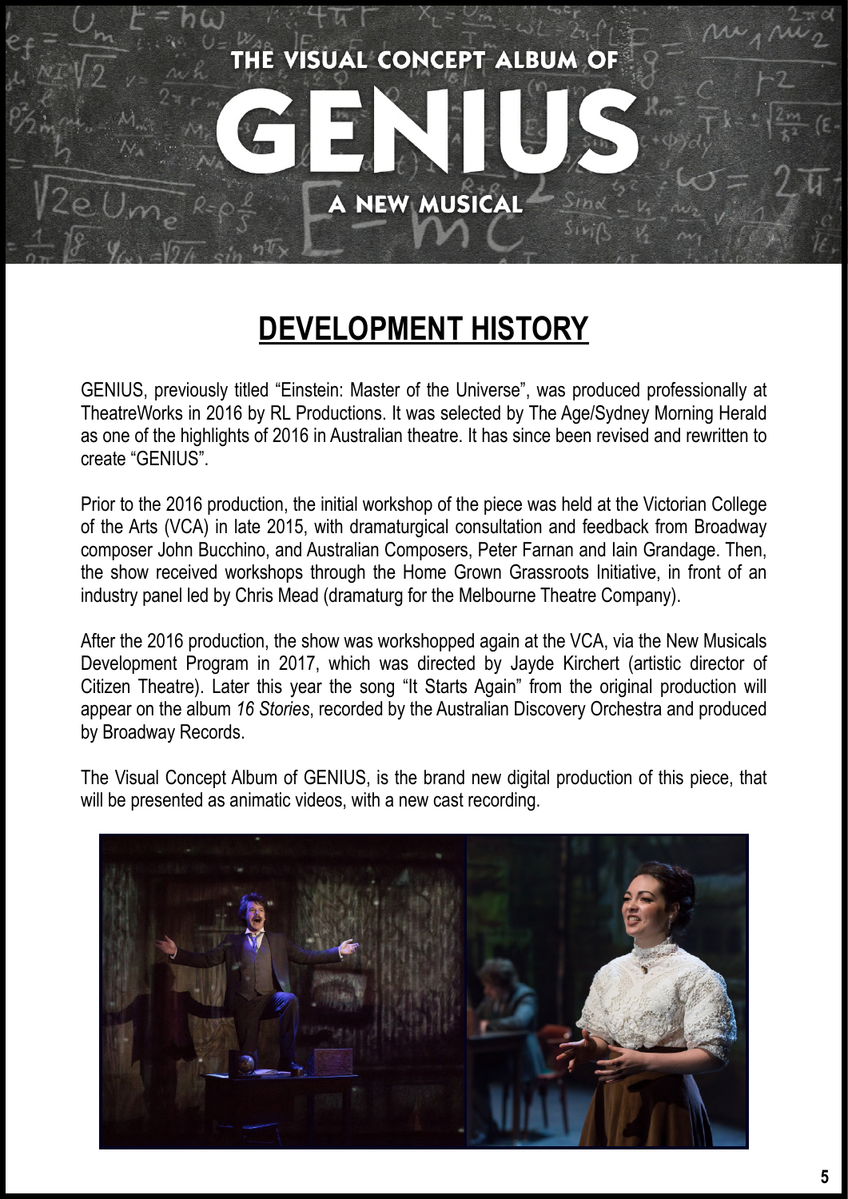THE VISUAL CONCEPT ALBUM OF

# GENIUS

A NEW MUSICAL

## DEVELOPMENT HISTORY

GENIUS, previously titled “Einstein: Master of the Universe”, was produced professionally at TheatreWorks in 2016 by RL Productions. It was selected by The Age/Sydney Morning Herald as one of the highlights of 2016 in Australian theatre. It has since been revised and rewritten to create “GENIUS”.

Prior to the 2016 production, the initial workshop of the piece was held at the Victorian College of the Arts (VCA) in late 2015, with dramaturgical consultation and feedback from Broadway composer John Bucchino, and Australian Composers, Peter Farnan and Iain Grandage. Then, the show received workshops through the Home Grown Grassroots Initiative, in front of an industry panel led by Chris Mead (dramaturg for the Melbourne Theatre Company).

After the 2016 production, the show was workshopped again at the VCA, via the New Musicals Development Program in 2017, which was directed by Jayde Kirchert (artistic director of Citizen Theatre). Later this year the song “It Starts Again” from the original production will appear on the album *16 Stories*, recorded by the Australian Discovery Orchestra and produced by Broadway Records.

The Visual Concept Album of GENIUS, is the brand new digital production of this piece, that will be presented as animatic videos, with a new cast recording.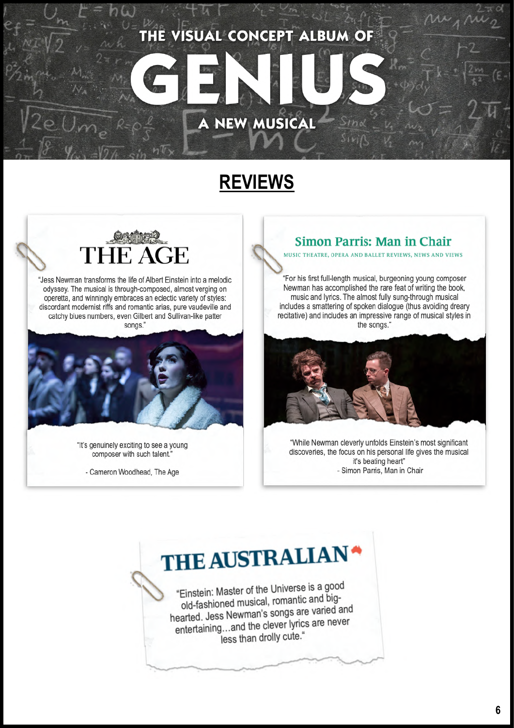THE VISUAL CONCEPT ALBUM OF

# GENIUS

A NEW MUSICAL

## REVIEWS

### THE AGE

"Jess Newman transforms the life of Albert Einstein into a melodic odyssey. The musical is through-composed, almost verging on operetta, and winningly embraces an eclectic variety of styles: discordant modernist riffs and romantic arias, pure vaudeville and catchy blues numbers, even Gilbert and Sullivan-like patter songs."

"It's genuinely exciting to see a young composer with such talent."

- Cameron Woodhead, The Age

### Simon Parris: Man in Chair

MUSIC THEATRE, OPERA AND BALLET REVIEWS, NEWS AND VIEWS

"For his first full-length musical, burgeoning young composer Newman has accomplished the rare feat of writing the book, music and lyrics. The almost fully sung-through musical includes a smattering of spoken dialogue (thus avoiding dreary recitative) and includes an impressive range of musical styles in the songs."

"While Newman cleverly unfolds Einstein's most significant discoveries, the focus on his personal life gives the musical it's beating heart"

- Simon Parris, Man in Chair

### THE AUSTRALIAN

"Einstein: Master of the Universe is a good old-fashioned musical, romantic and big-hearted. Jess Newman's songs are varied and entertaining…and the clever lyrics are never less than drolly cute."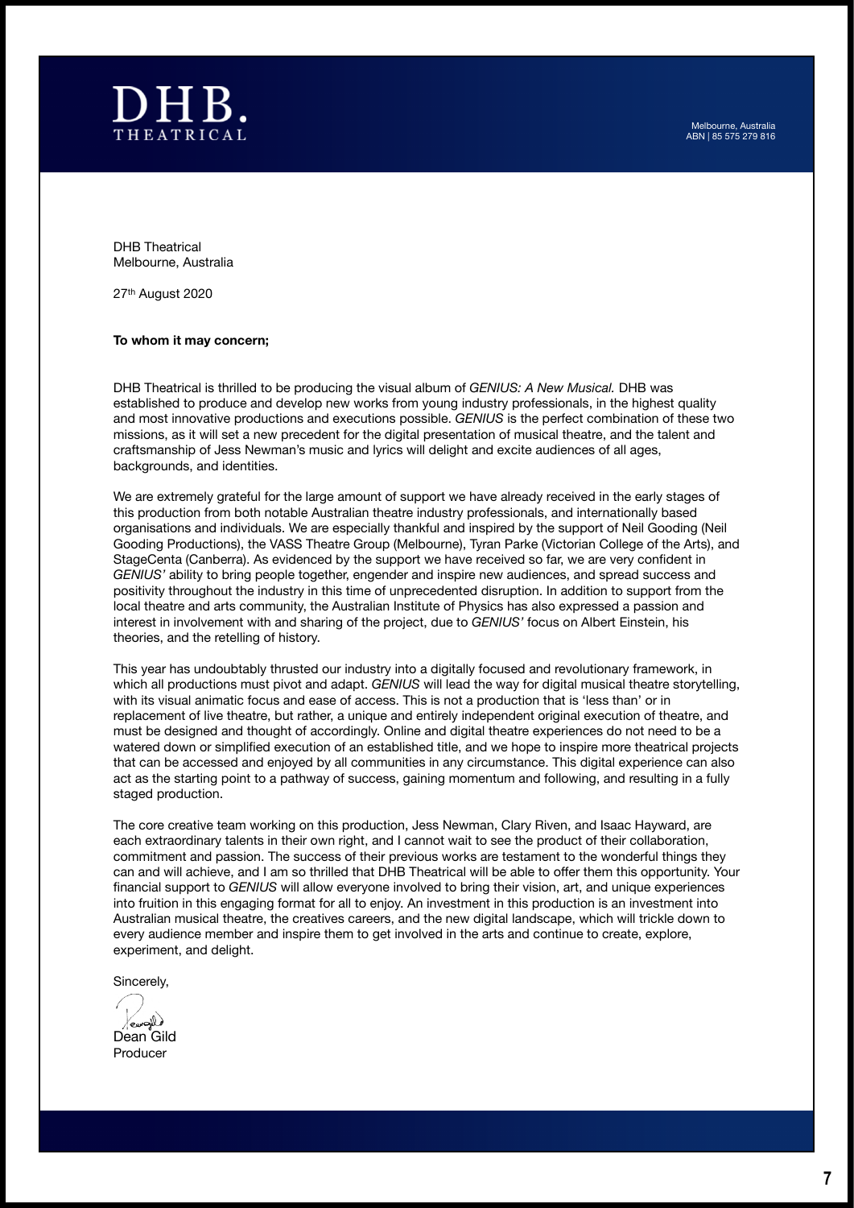DHB.
THEATRICAL

Melbourne, Australia
ABN | 85 575 279 816

DHB Theatrical
Melbourne, Australia

27th August 2020

**To whom it may concern;**

DHB Theatrical is thrilled to be producing the visual album of *GENIUS: A New Musical.* DHB was established to produce and develop new works from young industry professionals, in the highest quality and most innovative productions and executions possible. *GENIUS* is the perfect combination of these two missions, as it will set a new precedent for the digital presentation of musical theatre, and the talent and craftsmanship of Jess Newman's music and lyrics will delight and excite audiences of all ages, backgrounds, and identities.

We are extremely grateful for the large amount of support we have already received in the early stages of this production from both notable Australian theatre industry professionals, and internationally based organisations and individuals. We are especially thankful and inspired by the support of Neil Gooding (Neil Gooding Productions), the VASS Theatre Group (Melbourne), Tyran Parke (Victorian College of the Arts), and StageCenta (Canberra). As evidenced by the support we have received so far, we are very confident in *GENIUS'* ability to bring people together, engender and inspire new audiences, and spread success and positivity throughout the industry in this time of unprecedented disruption. In addition to support from the local theatre and arts community, the Australian Institute of Physics has also expressed a passion and interest in involvement with and sharing of the project, due to *GENIUS'* focus on Albert Einstein, his theories, and the retelling of history.

This year has undoubtably thrusted our industry into a digitally focused and revolutionary framework, in which all productions must pivot and adapt. *GENIUS* will lead the way for digital musical theatre storytelling, with its visual animatic focus and ease of access. This is not a production that is 'less than' or in replacement of live theatre, but rather, a unique and entirely independent original execution of theatre, and must be designed and thought of accordingly. Online and digital theatre experiences do not need to be a watered down or simplified execution of an established title, and we hope to inspire more theatrical projects that can be accessed and enjoyed by all communities in any circumstance. This digital experience can also act as the starting point to a pathway of success, gaining momentum and following, and resulting in a fully staged production.

The core creative team working on this production, Jess Newman, Clary Riven, and Isaac Hayward, are each extraordinary talents in their own right, and I cannot wait to see the product of their collaboration, commitment and passion. The success of their previous works are testament to the wonderful things they can and will achieve, and I am so thrilled that DHB Theatrical will be able to offer them this opportunity. Your financial support to *GENIUS* will allow everyone involved to bring their vision, art, and unique experiences into fruition in this engaging format for all to enjoy. An investment in this production is an investment into Australian musical theatre, the creatives careers, and the new digital landscape, which will trickle down to every audience member and inspire them to get involved in the arts and continue to create, explore, experiment, and delight.

Sincerely,

Dean Gild
Producer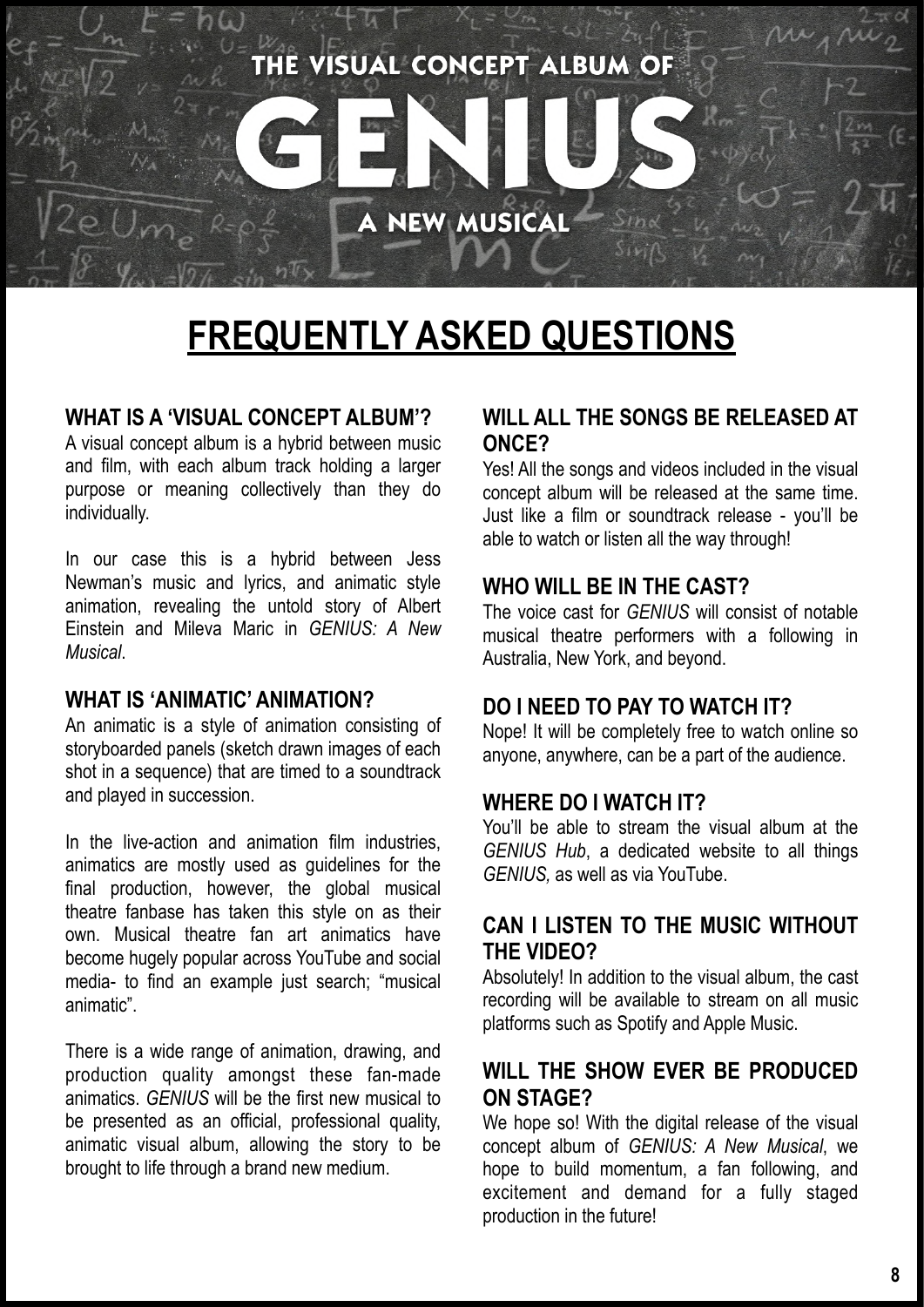THE VISUAL CONCEPT ALBUM OF

# GENIUS

A NEW MUSICAL

# FREQUENTLY ASKED QUESTIONS

### WHAT IS A 'VISUAL CONCEPT ALBUM'?

A visual concept album is a hybrid between music and film, with each album track holding a larger purpose or meaning collectively than they do individually.

In our case this is a hybrid between Jess Newman's music and lyrics, and animatic style animation, revealing the untold story of Albert Einstein and Mileva Maric in *GENIUS: A New Musical*.

### WHAT IS 'ANIMATIC' ANIMATION?

An animatic is a style of animation consisting of storyboarded panels (sketch drawn images of each shot in a sequence) that are timed to a soundtrack and played in succession.

In the live-action and animation film industries, animatics are mostly used as guidelines for the final production, however, the global musical theatre fanbase has taken this style on as their own. Musical theatre fan art animatics have become hugely popular across YouTube and social media- to find an example just search; "musical animatic".

There is a wide range of animation, drawing, and production quality amongst these fan-made animatics. *GENIUS* will be the first new musical to be presented as an official, professional quality, animatic visual album, allowing the story to be brought to life through a brand new medium.

### WILL ALL THE SONGS BE RELEASED AT ONCE?

Yes! All the songs and videos included in the visual concept album will be released at the same time. Just like a film or soundtrack release - you'll be able to watch or listen all the way through!

### WHO WILL BE IN THE CAST?

The voice cast for *GENIUS* will consist of notable musical theatre performers with a following in Australia, New York, and beyond.

### DO I NEED TO PAY TO WATCH IT?

Nope! It will be completely free to watch online so anyone, anywhere, can be a part of the audience.

### WHERE DO I WATCH IT?

You'll be able to stream the visual album at the *GENIUS Hub*, a dedicated website to all things *GENIUS*, as well as via YouTube.

### CAN I LISTEN TO THE MUSIC WITHOUT THE VIDEO?

Absolutely! In addition to the visual album, the cast recording will be available to stream on all music platforms such as Spotify and Apple Music.

### WILL THE SHOW EVER BE PRODUCED ON STAGE?

We hope so! With the digital release of the visual concept album of *GENIUS: A New Musical*, we hope to build momentum, a fan following, and excitement and demand for a fully staged production in the future!